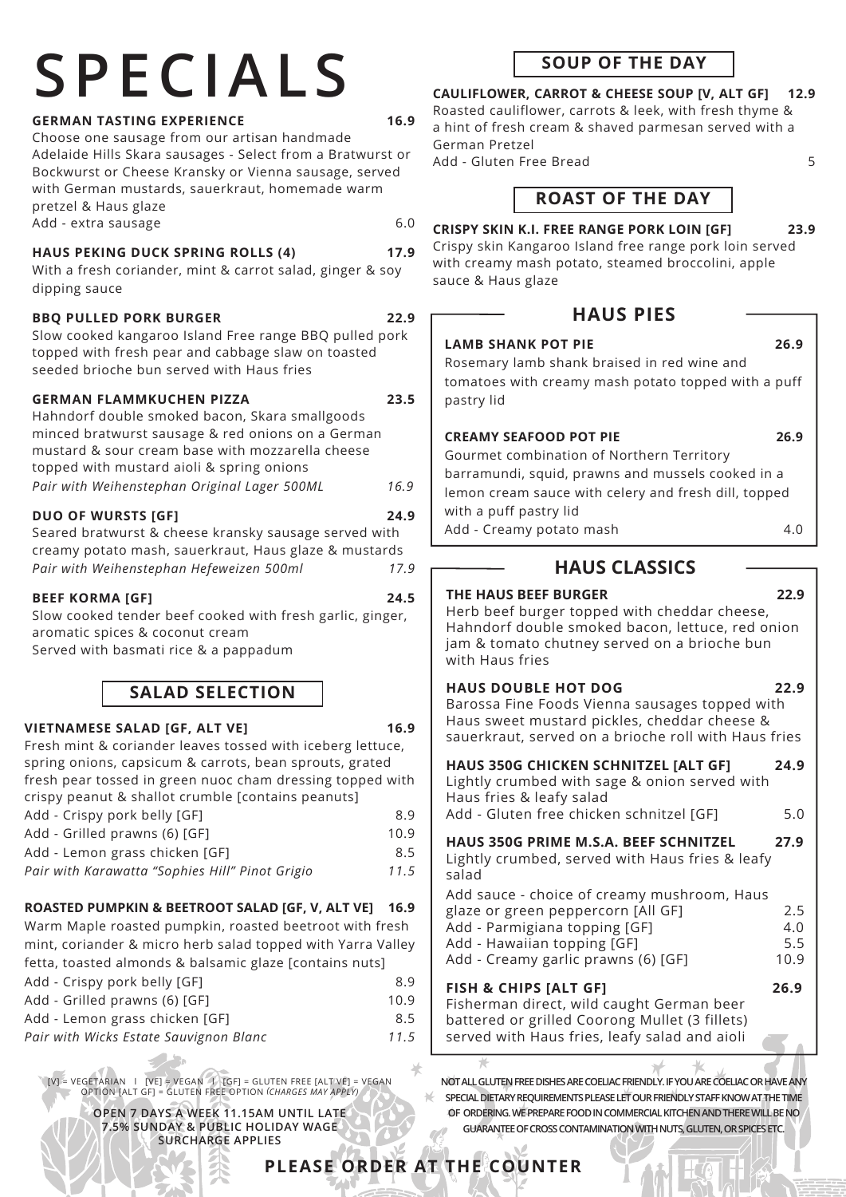# SPECIALS

**GERMAN TASTING EXPERIENCE** 16.9

Choose one sausage from our artisan handmade Adelaide Hills Skara sausages - Select from a Bratwurst or Bockwurst or Cheese Kransky or Vienna sausage, served with German mustards, sauerkraut, homemade warm pretzel & Haus glaze

Add - extra sausage 6.0

**HAUS PEKING DUCK SPRING ROLLS (4)** 17.9

With a fresh coriander, mint & carrot salad, ginger & soy dipping sauce

**BBQ PULLED PORK BURGER** 22.9

Slow cooked kangaroo Island Free range BBQ pulled pork topped with fresh pear and cabbage slaw on toasted seeded brioche bun served with Haus fries

**GERMAN FLAMMKUCHEN PIZZA** 23.5

Hahndorf double smoked bacon, Skara smallgoods minced bratwurst sausage & red onions on a German mustard & sour cream base with mozzarella cheese topped with mustard aioli & spring onions

*Pair with Weihenstephan Original Lager 500ML 16.9*

**DUO OF WURSTS [GF]** 24.9

Seared bratwurst & cheese kransky sausage served with creamy potato mash, sauerkraut, Haus glaze & mustards

*Pair with Weihenstephan Hefeweizen 500ml 17.9*

**BEEF KORMA [GF]** 24.5

Slow cooked tender beef cooked with fresh garlic, ginger, aromatic spices & coconut cream
Served with basmati rice & a pappadum

## SALAD SELECTION

**VIETNAMESE SALAD [GF, ALT VE]** 16.9

Fresh mint & coriander leaves tossed with iceberg lettuce, spring onions, capsicum & carrots, bean sprouts, grated fresh pear tossed in green nuoc cham dressing topped with crispy peanut & shallot crumble [contains peanuts]

Add - Crispy pork belly [GF] 8.9
Add - Grilled prawns (6) [GF] 10.9
Add - Lemon grass chicken [GF] 8.5
*Pair with Karawatta "Sophies Hill" Pinot Grigio 11.5*

**ROASTED PUMPKIN & BEETROOT SALAD [GF, V, ALT VE]** 16.9

Warm Maple roasted pumpkin, roasted beetroot with fresh mint, coriander & micro herb salad topped with Yarra Valley fetta, toasted almonds & balsamic glaze [contains nuts]

Add - Crispy pork belly [GF] 8.9
Add - Grilled prawns (6) [GF] 10.9
Add - Lemon grass chicken [GF] 8.5
*Pair with Wicks Estate Sauvignon Blanc 11.5*

[V] = VEGETARIAN | [VE] = VEGAN | [GF] = GLUTEN FREE [ALT VE] = VEGAN OPTION [ALT GF] = GLUTEN FREE OPTION *(CHARGES MAY APPLY)*

**OPEN 7 DAYS A WEEK 11.15AM UNTIL LATE**
**7.5% SUNDAY & PUBLIC HOLIDAY WAGE SURCHARGE APPLIES**

## SOUP OF THE DAY

**CAULIFLOWER, CARROT & CHEESE SOUP [V, ALT GF]** 12.9

Roasted cauliflower, carrots & leek, with fresh thyme & a hint of fresh cream & shaved parmesan served with a German Pretzel

Add - Gluten Free Bread 5

## ROAST OF THE DAY

**CRISPY SKIN K.I. FREE RANGE PORK LOIN [GF]** 23.9

Crispy skin Kangaroo Island free range pork loin served with creamy mash potato, steamed broccolini, apple sauce & Haus glaze

## HAUS PIES

**LAMB SHANK POT PIE** 26.9

Rosemary lamb shank braised in red wine and tomatoes with creamy mash potato topped with a puff pastry lid

**CREAMY SEAFOOD POT PIE** 26.9

Gourmet combination of Northern Territory barramundi, squid, prawns and mussels cooked in a lemon cream sauce with celery and fresh dill, topped with a puff pastry lid

Add - Creamy potato mash 4.0

## HAUS CLASSICS

**THE HAUS BEEF BURGER** 22.9

Herb beef burger topped with cheddar cheese, Hahndorf double smoked bacon, lettuce, red onion jam & tomato chutney served on a brioche bun with Haus fries

**HAUS DOUBLE HOT DOG** 22.9

Barossa Fine Foods Vienna sausages topped with Haus sweet mustard pickles, cheddar cheese & sauerkraut, served on a brioche roll with Haus fries

**HAUS 350G CHICKEN SCHNITZEL [ALT GF]** 24.9

Lightly crumbed with sage & onion served with Haus fries & leafy salad

Add - Gluten free chicken schnitzel [GF] 5.0

**HAUS 350G PRIME M.S.A. BEEF SCHNITZEL** 27.9

Lightly crumbed, served with Haus fries & leafy salad

Add sauce - choice of creamy mushroom, Haus glaze or green peppercorn [All GF] 2.5
Add - Parmigiana topping [GF] 4.0
Add - Hawaiian topping [GF] 5.5
Add - Creamy garlic prawns (6) [GF] 10.9

**FISH & CHIPS [ALT GF]** 26.9

Fisherman direct, wild caught German beer battered or grilled Coorong Mullet (3 fillets) served with Haus fries, leafy salad and aioli

**NOT ALL GLUTEN FREE DISHES ARE COELIAC FRIENDLY. IF YOU ARE COELIAC OR HAVE ANY SPECIAL DIETARY REQUIREMENTS PLEASE LET OUR FRIENDLY STAFF KNOW AT THE TIME OF ORDERING. WE PREPARE FOOD IN COMMERCIAL KITCHEN AND THERE WILL BE NO GUARANTEE OF CROSS CONTAMINATION WITH NUTS, GLUTEN, OR SPICES ETC.**

**PLEASE ORDER AT THE COUNTER**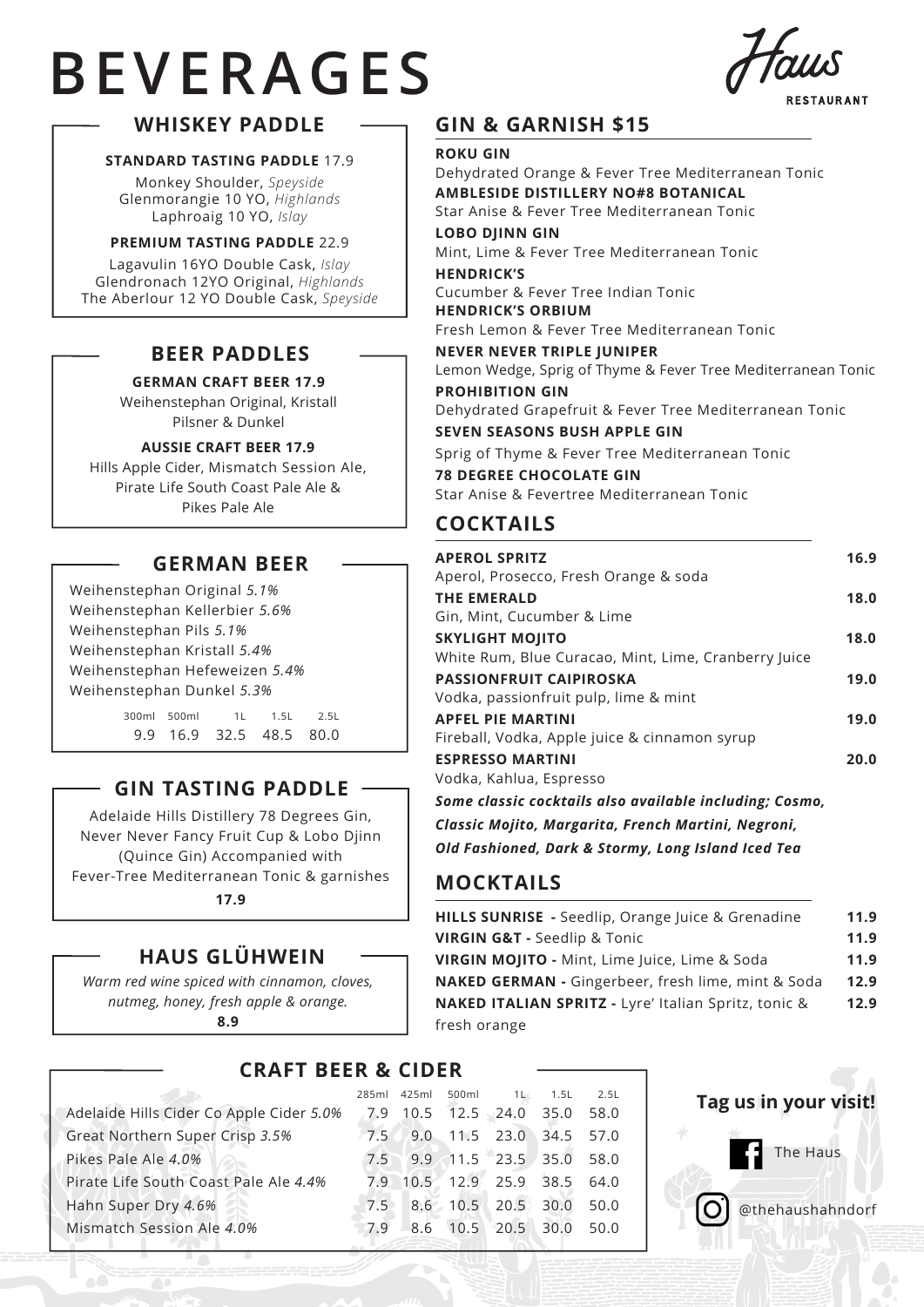# BEVERAGES

Haus
RESTAURANT

## WHISKEY PADDLE

**STANDARD TASTING PADDLE** 17.9

Monkey Shoulder, *Speyside*
Glenmorangie 10 YO, *Highlands*
Laphroaig 10 YO, *Islay*

**PREMIUM TASTING PADDLE** 22.9

Lagavulin 16YO Double Cask, *Islay*
Glendronach 12YO Original, *Highlands*
The Aberlour 12 YO Double Cask, *Speyside*

## BEER PADDLES

**GERMAN CRAFT BEER 17.9**

Weihenstephan Original, Kristall
Pilsner & Dunkel

**AUSSIE CRAFT BEER 17.9**

Hills Apple Cider, Mismatch Session Ale,
Pirate Life South Coast Pale Ale &
Pikes Pale Ale

## GERMAN BEER

Weihenstephan Original *5.1%*
Weihenstephan Kellerbier *5.6%*
Weihenstephan Pils *5.1%*
Weihenstephan Kristall *5.4%*
Weihenstephan Hefeweizen *5.4%*
Weihenstephan Dunkel *5.3%*

| 300ml | 500ml | 1L | 1.5L | 2.5L |
|---|---|---|---|---|
| 9.9 | 16.9 | 32.5 | 48.5 | 80.0 |

## GIN TASTING PADDLE

Adelaide Hills Distillery 78 Degrees Gin,
Never Never Fancy Fruit Cup & Lobo Djinn
(Quince Gin) Accompanied with
Fever-Tree Mediterranean Tonic & garnishes

**17.9**

## HAUS GLÜHWEIN

*Warm red wine spiced with cinnamon, cloves, nutmeg, honey, fresh apple & orange.*

**8.9**

## GIN & GARNISH $15

**ROKU GIN**
Dehydrated Orange & Fever Tree Mediterranean Tonic

**AMBLESIDE DISTILLERY NO#8 BOTANICAL**
Star Anise & Fever Tree Mediterranean Tonic

**LOBO DJINN GIN**
Mint, Lime & Fever Tree Mediterranean Tonic

**HENDRICK'S**
Cucumber & Fever Tree Indian Tonic

**HENDRICK'S ORBIUM**
Fresh Lemon & Fever Tree Mediterranean Tonic

**NEVER NEVER TRIPLE JUNIPER**
Lemon Wedge, Sprig of Thyme & Fever Tree Mediterranean Tonic

**PROHIBITION GIN**
Dehydrated Grapefruit & Fever Tree Mediterranean Tonic

**SEVEN SEASONS BUSH APPLE GIN**
Sprig of Thyme & Fever Tree Mediterranean Tonic

**78 DEGREE CHOCOLATE GIN**
Star Anise & Fevertree Mediterranean Tonic

## COCKTAILS

**APEROL SPRITZ** — **16.9**
Aperol, Prosecco, Fresh Orange & soda

**THE EMERALD** — **18.0**
Gin, Mint, Cucumber & Lime

**SKYLIGHT MOJITO** — **18.0**
White Rum, Blue Curacao, Mint, Lime, Cranberry Juice

**PASSIONFRUIT CAIPIROSKA** — **19.0**
Vodka, passionfruit pulp, lime & mint

**APFEL PIE MARTINI** — **19.0**
Fireball, Vodka, Apple juice & cinnamon syrup

**ESPRESSO MARTINI** — **20.0**
Vodka, Kahlua, Espresso

***Some classic cocktails also available including; Cosmo, Classic Mojito, Margarita, French Martini, Negroni, Old Fashioned, Dark & Stormy, Long Island Iced Tea***

## MOCKTAILS

| | |
|---|---|
| **HILLS SUNRISE -** Seedlip, Orange Juice & Grenadine | **11.9** |
| **VIRGIN G&T -** Seedlip & Tonic | **11.9** |
| **VIRGIN MOJITO -** Mint, Lime Juice, Lime & Soda | **11.9** |
| **NAKED GERMAN -** Gingerbeer, fresh lime, mint & Soda | **12.9** |
| **NAKED ITALIAN SPRITZ -** Lyre' Italian Spritz, tonic & fresh orange | **12.9** |

## CRAFT BEER & CIDER

| | 285ml | 425ml | 500ml | 1L | 1.5L | 2.5L |
|---|---|---|---|---|---|---|
| Adelaide Hills Cider Co Apple Cider *5.0%* | 7.9 | 10.5 | 12.5 | 24.0 | 35.0 | 58.0 |
| Great Northern Super Crisp *3.5%* | 7.5 | 9.0 | 11.5 | 23.0 | 34.5 | 57.0 |
| Pikes Pale Ale *4.0%* | 7.5 | 9.9 | 11.5 | 23.5 | 35.0 | 58.0 |
| Pirate Life South Coast Pale Ale *4.4%* | 7.9 | 10.5 | 12.9 | 25.9 | 38.5 | 64.0 |
| Hahn Super Dry *4.6%* | 7.5 | 8.6 | 10.5 | 20.5 | 30.0 | 50.0 |
| Mismatch Session Ale *4.0%* | 7.9 | 8.6 | 10.5 | 20.5 | 30.0 | 50.0 |

**Tag us in your visit!**

The Haus

@thehaushahndorf